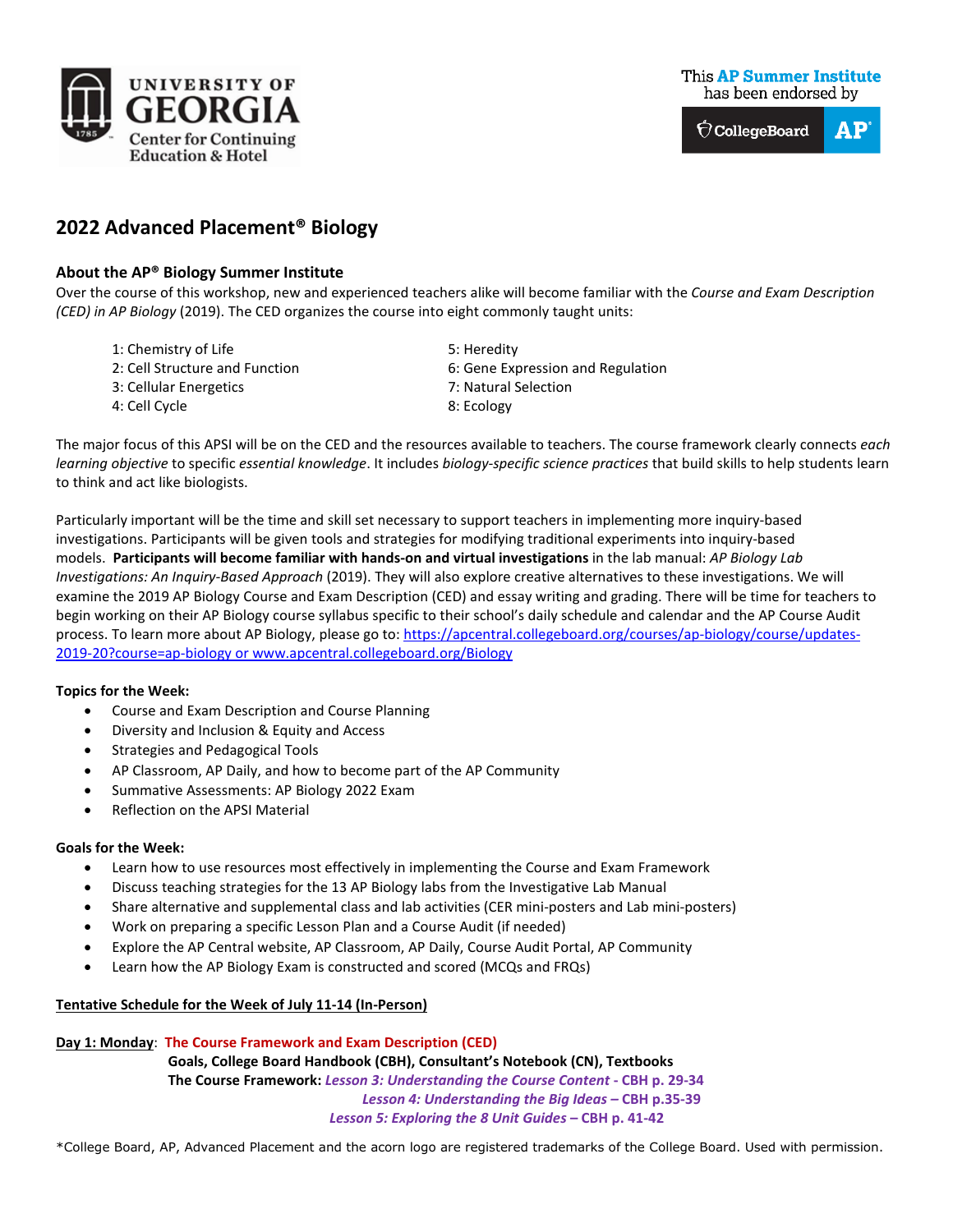UNIVERSITY OF GEORGIA
Center for Continuing Education & Hotel

This **AP Summer Institute** has been endorsed by CollegeBoard AP

# 2022 Advanced Placement® Biology

## About the AP® Biology Summer Institute

Over the course of this workshop, new and experienced teachers alike will become familiar with the *Course and Exam Description (CED) in AP Biology* (2019). The CED organizes the course into eight commonly taught units:

1: Chemistry of Life
2: Cell Structure and Function
3: Cellular Energetics
4: Cell Cycle
5: Heredity
6: Gene Expression and Regulation
7: Natural Selection
8: Ecology

The major focus of this APSI will be on the CED and the resources available to teachers. The course framework clearly connects *each learning objective* to specific *essential knowledge*. It includes *biology-specific science practices* that build skills to help students learn to think and act like biologists.

Particularly important will be the time and skill set necessary to support teachers in implementing more inquiry-based investigations. Participants will be given tools and strategies for modifying traditional experiments into inquiry-based models. **Participants will become familiar with hands-on and virtual investigations** in the lab manual: *AP Biology Lab Investigations: An Inquiry-Based Approach* (2019). They will also explore creative alternatives to these investigations. We will examine the 2019 AP Biology Course and Exam Description (CED) and essay writing and grading. There will be time for teachers to begin working on their AP Biology course syllabus specific to their school's daily schedule and calendar and the AP Course Audit process. To learn more about AP Biology, please go to: https://apcentral.collegeboard.org/courses/ap-biology/course/updates-2019-20?course=ap-biology or www.apcentral.collegeboard.org/Biology

**Topics for the Week:**

- Course and Exam Description and Course Planning
- Diversity and Inclusion & Equity and Access
- Strategies and Pedagogical Tools
- AP Classroom, AP Daily, and how to become part of the AP Community
- Summative Assessments: AP Biology 2022 Exam
- Reflection on the APSI Material

**Goals for the Week:**

- Learn how to use resources most effectively in implementing the Course and Exam Framework
- Discuss teaching strategies for the 13 AP Biology labs from the Investigative Lab Manual
- Share alternative and supplemental class and lab activities (CER mini-posters and Lab mini-posters)
- Work on preparing a specific Lesson Plan and a Course Audit (if needed)
- Explore the AP Central website, AP Classroom, AP Daily, Course Audit Portal, AP Community
- Learn how the AP Biology Exam is constructed and scored (MCQs and FRQs)

**Tentative Schedule for the Week of July 11-14 (In-Person)**

**Day 1: Monday**: **The Course Framework and Exam Description (CED)**
**Goals, College Board Handbook (CBH), Consultant's Notebook (CN), Textbooks**
**The Course Framework:** ***Lesson 3: Understanding the Course Content* - CBH p. 29-34**
***Lesson 4: Understanding the Big Ideas* – CBH p.35-39**
***Lesson 5: Exploring the 8 Unit Guides* – CBH p. 41-42**

*College Board, AP, Advanced Placement and the acorn logo are registered trademarks of the College Board. Used with permission.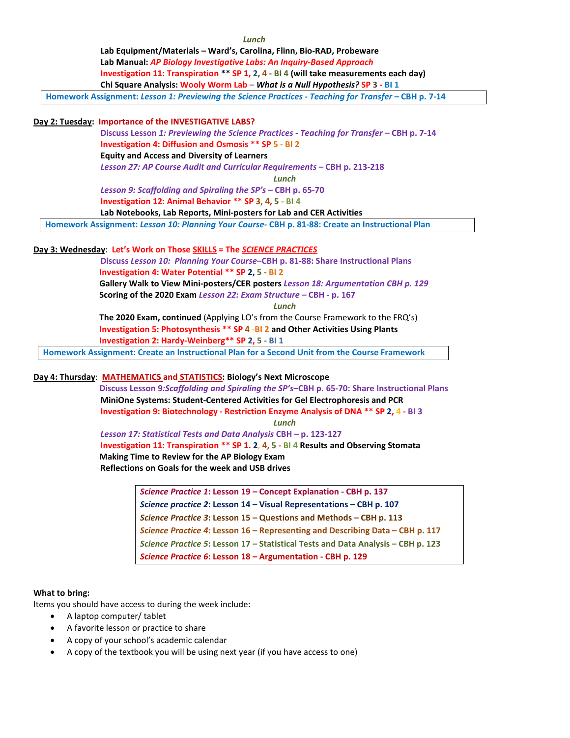*Lunch*

**Lab Equipment/Materials – Ward's, Carolina, Flinn, Bio-RAD, Probeware**

**Lab Manual:** ***AP Biology Investigative Labs: An Inquiry-Based Approach***

**Investigation 11: Transpiration ** SP 1, 2, 4 - BI 4 (will take measurements each day)**

**Chi Square Analysis: Wooly Worm Lab –** ***What is a Null Hypothesis?*** **SP 3 - BI 1**

**Homework Assignment:** ***Lesson 1: Previewing the Science Practices - Teaching for Transfer*** **– CBH p. 7-14**

**Day 2: Tuesday: Importance of the INVESTIGATIVE LABS?**

**Discuss Lesson** ***1: Previewing the Science Practices - Teaching for Transfer*** **– CBH p. 7-14**

**Investigation 4: Diffusion and Osmosis ** SP 5 - BI 2**

**Equity and Access and Diversity of Learners**

***Lesson 27: AP Course Audit and Curricular Requirements*** **– CBH p. 213-218**

*Lunch*

***Lesson 9: Scaffolding and Spiraling the SP's*** **– CBH p. 65-70**

**Investigation 12: Animal Behavior ** SP 3, 4, 5 - BI 4**

**Lab Notebooks, Lab Reports, Mini-posters for Lab and CER Activities**

**Homework Assignment:** ***Lesson 10: Planning Your Course*****- CBH p. 81-88: Create an Instructional Plan**

**Day 3: Wednesday: Let's Work on Those SKILLS = The** ***SCIENCE PRACTICES***

**Discuss** ***Lesson 10: Planning Your Course*****–CBH p. 81-88: Share Instructional Plans**

**Investigation 4: Water Potential ** SP 2, 5 - BI 2**

**Gallery Walk to View Mini-posters/CER posters** ***Lesson 18: Argumentation CBH p. 129***

**Scoring of the 2020 Exam** ***Lesson 22: Exam Structure*** **– CBH - p. 167**

*Lunch*

**The 2020 Exam, continued** (Applying LO's from the Course Framework to the FRQ's)

**Investigation 5: Photosynthesis ** SP 4 -BI 2 and Other Activities Using Plants**

**Investigation 2: Hardy-Weinberg** SP 2, 5 - BI 1**

**Homework Assignment: Create an Instructional Plan for a Second Unit from the Course Framework**

**Day 4: Thursday: MATHEMATICS and STATISTICS: Biology's Next Microscope**

**Discuss Lesson 9:*****Scaffolding and Spiraling the SP's*****–CBH p. 65-70: Share Instructional Plans**

**MiniOne Systems: Student-Centered Activities for Gel Electrophoresis and PCR**

**Investigation 9: Biotechnology - Restriction Enzyme Analysis of DNA ** SP 2, 4 - BI 3**

*Lunch*

***Lesson 17: Statistical Tests and Data Analysis*** **CBH – p. 123-127**

**Investigation 11: Transpiration ** SP 1. 2, 4, 5 - BI 4 Results and Observing Stomata**

**Making Time to Review for the AP Biology Exam**

**Reflections on Goals for the week and USB drives**

***Science Practice 1*****: Lesson 19 – Concept Explanation - CBH p. 137**
***Science practice 2*****: Lesson 14 – Visual Representations – CBH p. 107**
***Science Practice 3*****: Lesson 15 – Questions and Methods – CBH p. 113**
***Science Practice 4*****: Lesson 16 – Representing and Describing Data – CBH p. 117**
***Science Practice 5*****: Lesson 17 – Statistical Tests and Data Analysis – CBH p. 123**
***Science Practice 6*****: Lesson 18 – Argumentation - CBH p. 129**

**What to bring:**

Items you should have access to during the week include:

- A laptop computer/ tablet
- A favorite lesson or practice to share
- A copy of your school's academic calendar
- A copy of the textbook you will be using next year (if you have access to one)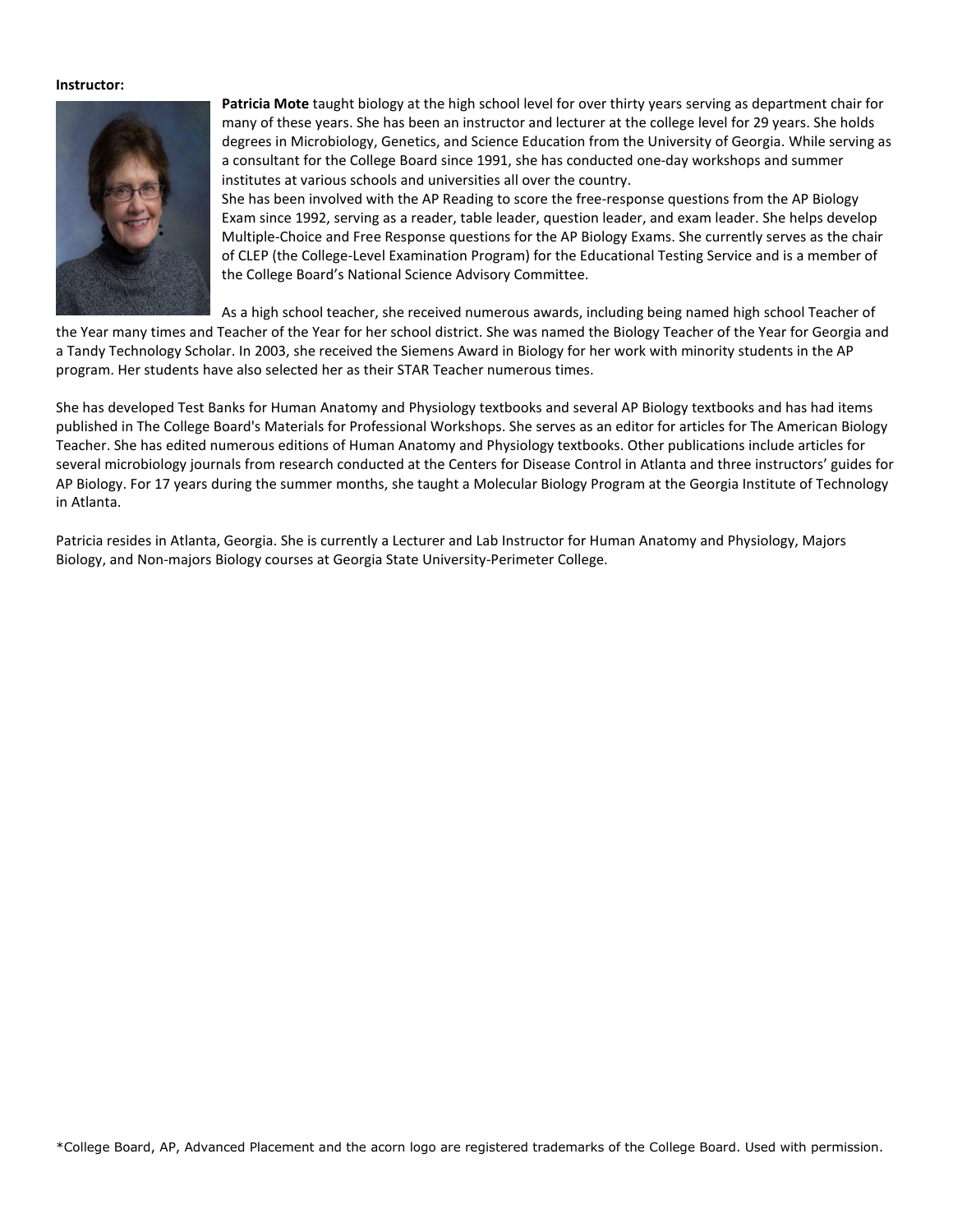**Instructor:**

**Patricia Mote** taught biology at the high school level for over thirty years serving as department chair for many of these years. She has been an instructor and lecturer at the college level for 29 years. She holds degrees in Microbiology, Genetics, and Science Education from the University of Georgia. While serving as a consultant for the College Board since 1991, she has conducted one-day workshops and summer institutes at various schools and universities all over the country.

She has been involved with the AP Reading to score the free-response questions from the AP Biology Exam since 1992, serving as a reader, table leader, question leader, and exam leader. She helps develop Multiple-Choice and Free Response questions for the AP Biology Exams. She currently serves as the chair of CLEP (the College-Level Examination Program) for the Educational Testing Service and is a member of the College Board's National Science Advisory Committee.

As a high school teacher, she received numerous awards, including being named high school Teacher of the Year many times and Teacher of the Year for her school district. She was named the Biology Teacher of the Year for Georgia and a Tandy Technology Scholar. In 2003, she received the Siemens Award in Biology for her work with minority students in the AP program. Her students have also selected her as their STAR Teacher numerous times.

She has developed Test Banks for Human Anatomy and Physiology textbooks and several AP Biology textbooks and has had items published in The College Board's Materials for Professional Workshops. She serves as an editor for articles for The American Biology Teacher. She has edited numerous editions of Human Anatomy and Physiology textbooks. Other publications include articles for several microbiology journals from research conducted at the Centers for Disease Control in Atlanta and three instructors' guides for AP Biology. For 17 years during the summer months, she taught a Molecular Biology Program at the Georgia Institute of Technology in Atlanta.

Patricia resides in Atlanta, Georgia. She is currently a Lecturer and Lab Instructor for Human Anatomy and Physiology, Majors Biology, and Non-majors Biology courses at Georgia State University-Perimeter College.

*College Board, AP, Advanced Placement and the acorn logo are registered trademarks of the College Board. Used with permission.